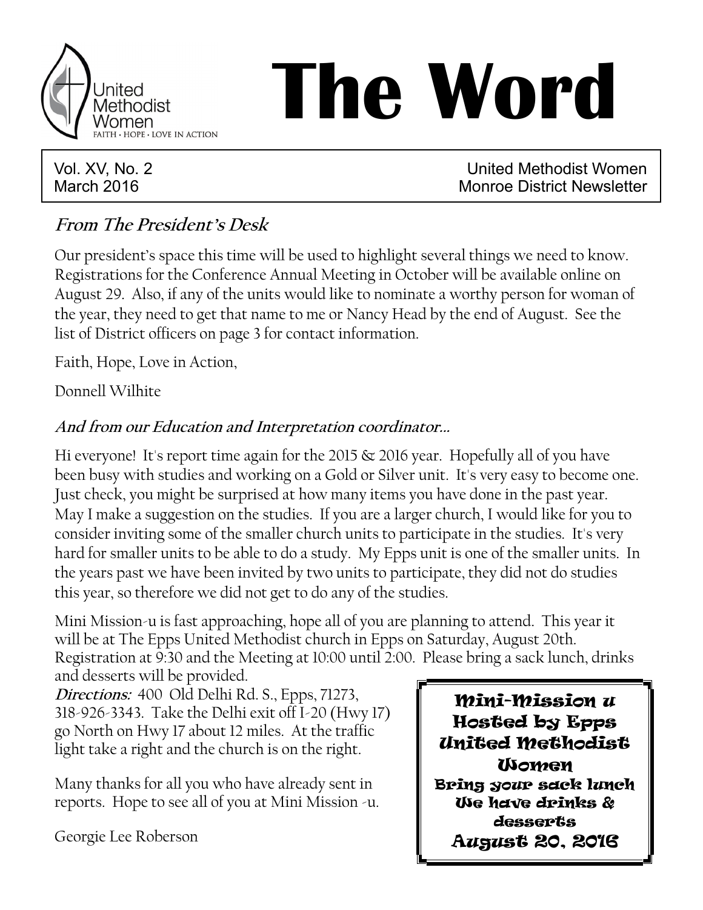# The Word

United Methodist Women
FAITH • HOPE • LOVE IN ACTION

Vol. XV, No. 2
March 2016

United Methodist Women
Monroe District Newsletter

## *From The President's Desk*

Our president's space this time will be used to highlight several things we need to know. Registrations for the Conference Annual Meeting in October will be available online on August 29. Also, if any of the units would like to nominate a worthy person for woman of the year, they need to get that name to me or Nancy Head by the end of August. See the list of District officers on page 3 for contact information.

Faith, Hope, Love in Action,

Donnell Wilhite

### *And from our Education and Interpretation coordinator…*

Hi everyone! It's report time again for the 2015 & 2016 year. Hopefully all of you have been busy with studies and working on a Gold or Silver unit. It's very easy to become one. Just check, you might be surprised at how many items you have done in the past year. May I make a suggestion on the studies. If you are a larger church, I would like for you to consider inviting some of the smaller church units to participate in the studies. It's very hard for smaller units to be able to do a study. My Epps unit is one of the smaller units. In the years past we have been invited by two units to participate, they did not do studies this year, so therefore we did not get to do any of the studies.

Mini Mission-u is fast approaching, hope all of you are planning to attend. This year it will be at The Epps United Methodist church in Epps on Saturday, August 20th. Registration at 9:30 and the Meeting at 10:00 until 2:00. Please bring a sack lunch, drinks and desserts will be provided.

***Directions:*** 400 Old Delhi Rd. S., Epps, 71273, 318-926-3343. Take the Delhi exit off I-20 (Hwy 17) go North on Hwy 17 about 12 miles. At the traffic light take a right and the church is on the right.

Many thanks for all you who have already sent in reports. Hope to see all of you at Mini Mission -u.

Georgie Lee Roberson

**Mini-Mission u**
**Hosted by Epps United Methodist Women**
**Bring your sack lunch**
**We have drinks & desserts**
**August 20, 2016**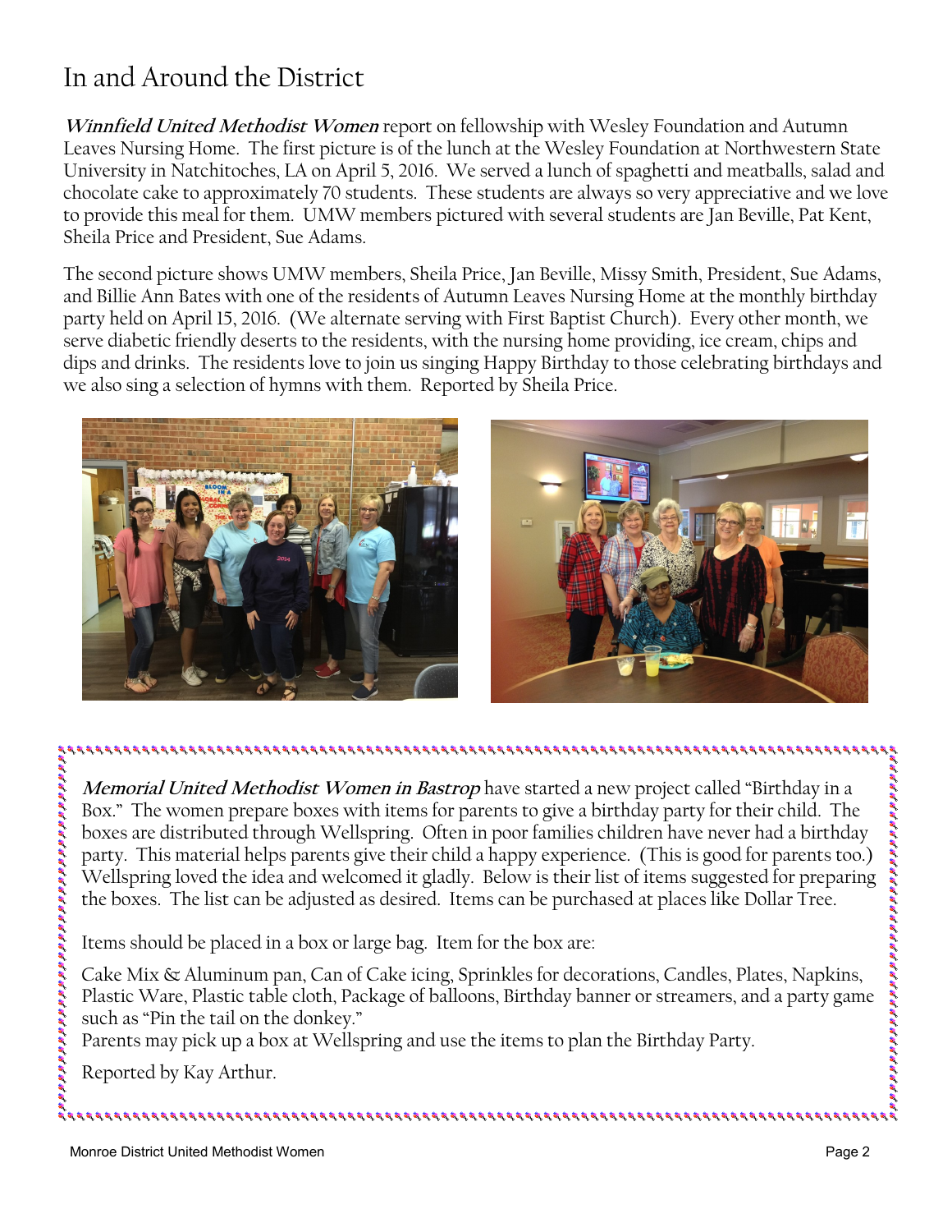# In and Around the District

***Winnfield United Methodist Women*** report on fellowship with Wesley Foundation and Autumn Leaves Nursing Home. The first picture is of the lunch at the Wesley Foundation at Northwestern State University in Natchitoches, LA on April 5, 2016. We served a lunch of spaghetti and meatballs, salad and chocolate cake to approximately 70 students. These students are always so very appreciative and we love to provide this meal for them. UMW members pictured with several students are Jan Beville, Pat Kent, Sheila Price and President, Sue Adams.

The second picture shows UMW members, Sheila Price, Jan Beville, Missy Smith, President, Sue Adams, and Billie Ann Bates with one of the residents of Autumn Leaves Nursing Home at the monthly birthday party held on April 15, 2016. (We alternate serving with First Baptist Church). Every other month, we serve diabetic friendly deserts to the residents, with the nursing home providing, ice cream, chips and dips and drinks. The residents love to join us singing Happy Birthday to those celebrating birthdays and we also sing a selection of hymns with them. Reported by Sheila Price.

***Memorial United Methodist Women in Bastrop*** have started a new project called "Birthday in a Box." The women prepare boxes with items for parents to give a birthday party for their child. The boxes are distributed through Wellspring. Often in poor families children have never had a birthday party. This material helps parents give their child a happy experience. (This is good for parents too.) Wellspring loved the idea and welcomed it gladly. Below is their list of items suggested for preparing the boxes. The list can be adjusted as desired. Items can be purchased at places like Dollar Tree.

Items should be placed in a box or large bag. Item for the box are:

Cake Mix & Aluminum pan, Can of Cake icing, Sprinkles for decorations, Candles, Plates, Napkins, Plastic Ware, Plastic table cloth, Package of balloons, Birthday banner or streamers, and a party game such as "Pin the tail on the donkey."
Parents may pick up a box at Wellspring and use the items to plan the Birthday Party.

Reported by Kay Arthur.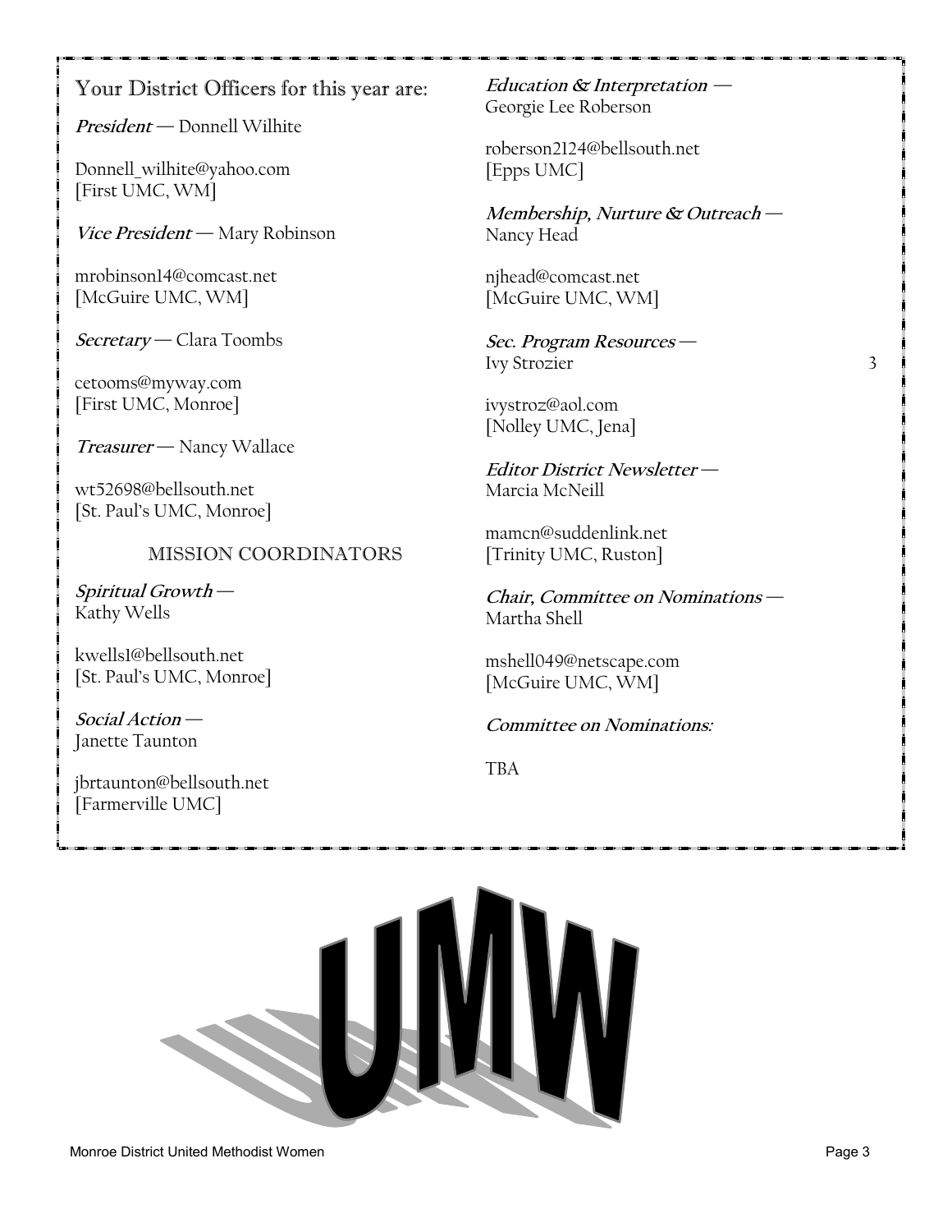## Your District Officers for this year are:

***President*** — Donnell Wilhite

Donnell_wilhite@yahoo.com
[First UMC, WM]

***Vice President*** — Mary Robinson

mrobinson14@comcast.net
[McGuire UMC, WM]

***Secretary*** — Clara Toombs

cetooms@myway.com
[First UMC, Monroe]

***Treasurer*** — Nancy Wallace

wt52698@bellsouth.net
[St. Paul's UMC, Monroe]

### MISSION COORDINATORS

***Spiritual Growth*** —
Kathy Wells

kwells1@bellsouth.net
[St. Paul's UMC, Monroe]

***Social Action*** —
Janette Taunton

jbrtaunton@bellsouth.net
[Farmerville UMC]

***Education & Interpretation*** —
Georgie Lee Roberson

roberson2124@bellsouth.net
[Epps UMC]

***Membership, Nurture & Outreach*** —
Nancy Head

njhead@comcast.net
[McGuire UMC, WM]

***Sec. Program Resources*** —
Ivy Strozier

ivystroz@aol.com
[Nolley UMC, Jena]

***Editor District Newsletter*** —
Marcia McNeill

mamcn@suddenlink.net
[Trinity UMC, Ruston]

***Chair, Committee on Nominations*** —
Martha Shell

mshell049@netscape.com
[McGuire UMC, WM]

***Committee on Nominations:***

TBA

UMW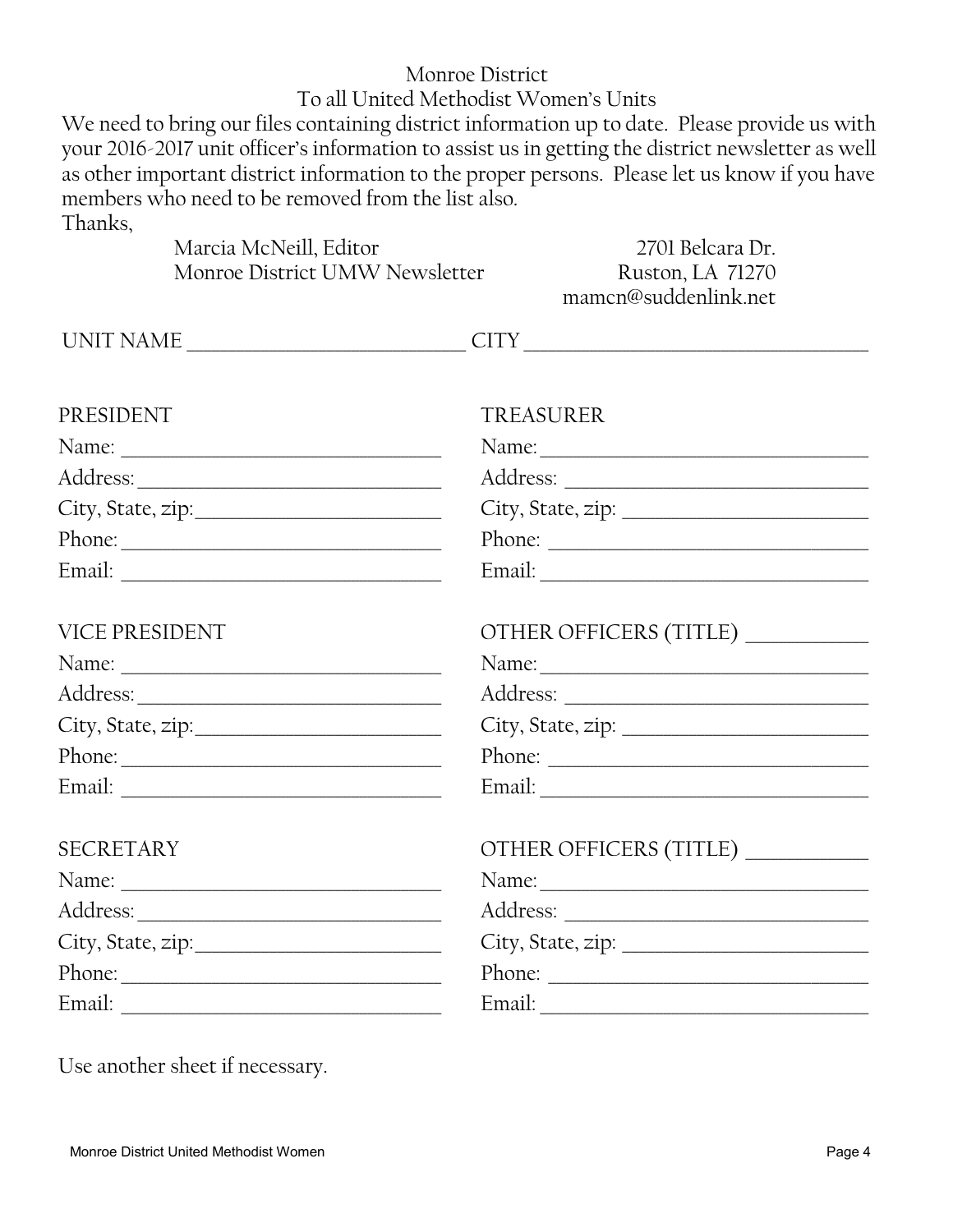Monroe District

To all United Methodist Women's Units

We need to bring our files containing district information up to date. Please provide us with your 2016-2017 unit officer's information to assist us in getting the district newsletter as well as other important district information to the proper persons. Please let us know if you have members who need to be removed from the list also.

Thanks,

Marcia McNeill, Editor
Monroe District UMW Newsletter

2701 Belcara Dr.
Ruston, LA 71270
mamcn@suddenlink.net

UNIT NAME ____________________________ CITY ___________________________________

PRESIDENT

Name: ________________________________
Address: ______________________________
City, State, zip: _________________________
Phone: ________________________________
Email: ________________________________

VICE PRESIDENT

Name: ________________________________
Address: ______________________________
City, State, zip: _________________________
Phone: ________________________________
Email: ________________________________

SECRETARY

Name: ________________________________
Address: ______________________________
City, State, zip: _________________________
Phone: ________________________________
Email: ________________________________

TREASURER

Name: ________________________________
Address: ______________________________
City, State, zip: _________________________
Phone: ________________________________
Email: ________________________________

OTHER OFFICERS (TITLE) ___________

Name: ________________________________
Address: ______________________________
City, State, zip: _________________________
Phone: ________________________________
Email: ________________________________

OTHER OFFICERS (TITLE) ___________

Name: ________________________________
Address: ______________________________
City, State, zip: _________________________
Phone: ________________________________
Email: ________________________________

Use another sheet if necessary.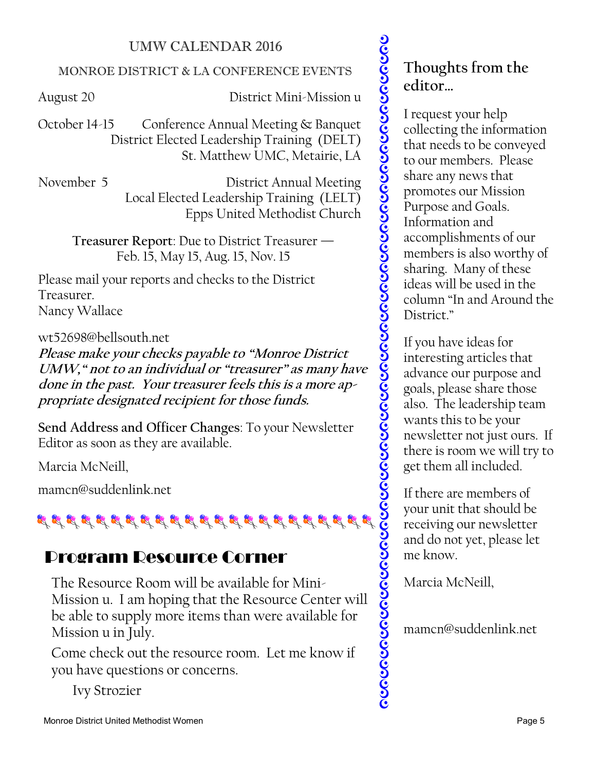## UMW CALENDAR 2016

### MONROE DISTRICT & LA CONFERENCE EVENTS

August 20 — District Mini-Mission u

October 14-15 — Conference Annual Meeting & Banquet
District Elected Leadership Training (DELT)
St. Matthew UMC, Metairie, LA

November 5 — District Annual Meeting
Local Elected Leadership Training (LELT)
Epps United Methodist Church

**Treasurer Report**: Due to District Treasurer — Feb. 15, May 15, Aug. 15, Nov. 15

Please mail your reports and checks to the District Treasurer.
Nancy Wallace

wt52698@bellsouth.net

***Please make your checks payable to "Monroe District UMW," not to an individual or "treasurer" as many have done in the past. Your treasurer feels this is a more appropriate designated recipient for those funds.***

**Send Address and Officer Changes**: To your Newsletter Editor as soon as they are available.

Marcia McNeill,

mamcn@suddenlink.net

## Program Resource Corner

The Resource Room will be available for Mini-Mission u. I am hoping that the Resource Center will be able to supply more items than were available for Mission u in July.

Come check out the resource room. Let me know if you have questions or concerns.

Ivy Strozier

## Thoughts from the editor…

I request your help collecting the information that needs to be conveyed to our members. Please share any news that promotes our Mission Purpose and Goals. Information and accomplishments of our members is also worthy of sharing. Many of these ideas will be used in the column "In and Around the District."

If you have ideas for interesting articles that advance our purpose and goals, please share those also. The leadership team wants this to be your newsletter not just ours. If there is room we will try to get them all included.

If there are members of your unit that should be receiving our newsletter and do not yet, please let me know.

Marcia McNeill,

mamcn@suddenlink.net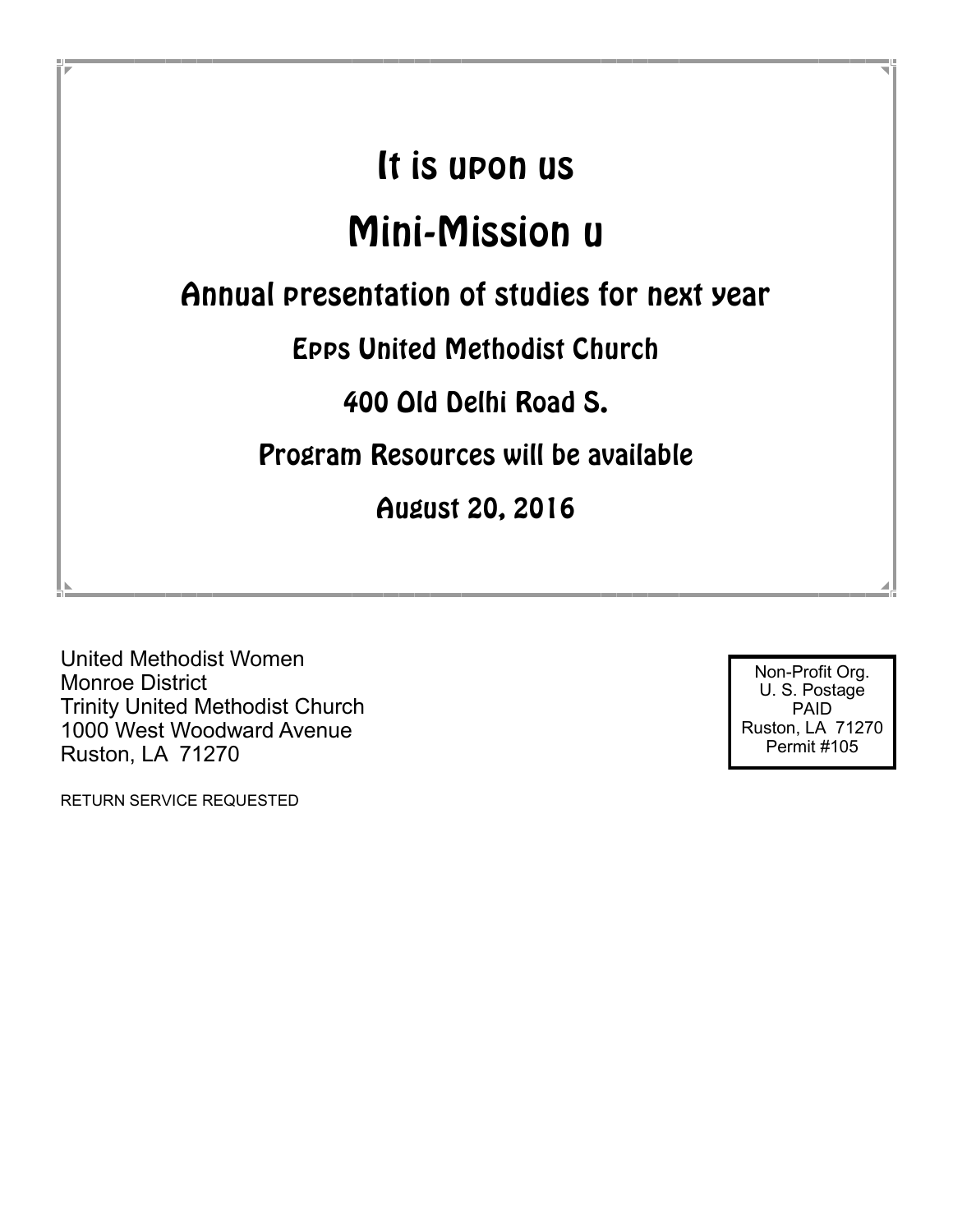# It is upon us

# Mini-Mission u

## Annual presentation of studies for next year

### Epps United Methodist Church

### 400 Old Delhi Road S.

### Program Resources will be available

### August 20, 2016

United Methodist Women
Monroe District
Trinity United Methodist Church
1000 West Woodward Avenue
Ruston, LA 71270

RETURN SERVICE REQUESTED

Non-Profit Org.
U. S. Postage
PAID
Ruston, LA 71270
Permit #105